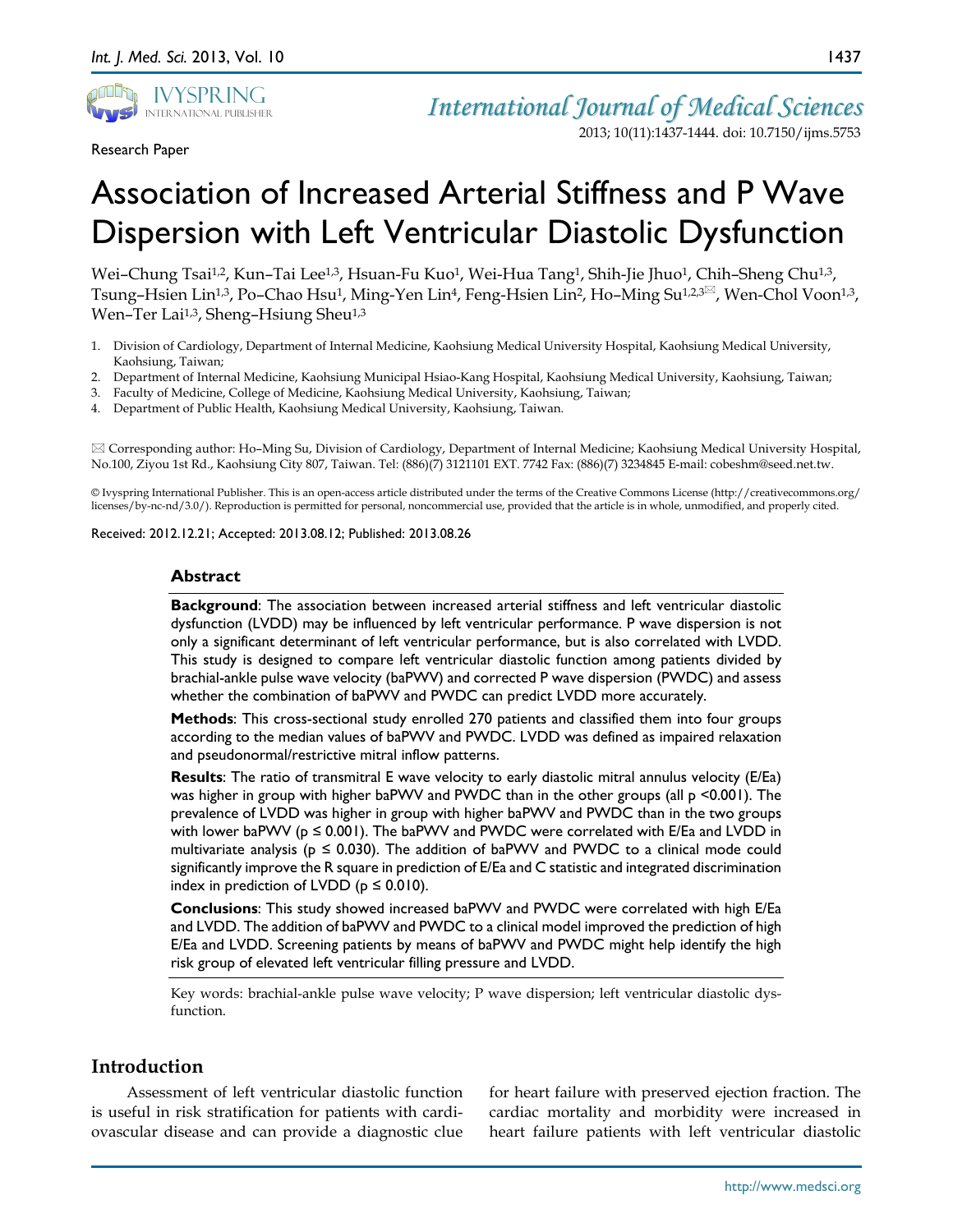Research Paper

# Association of Increased Arterial Stiffness and P Wave Dispersion with Left Ventricular Diastolic Dysfunction

Wei–Chung Tsai[1,2], Kun–Tai Lee[1,3], Hsuan-Fu Kuo[1], Wei-Hua Tang[1], Shih-Jie Jhuo[1], Chih–Sheng Chu[1,3], Tsung–Hsien Lin[1,3], Po–Chao Hsu[1], Ming-Yen Lin[4], Feng-Hsien Lin[2], Ho–Ming Su[1,2,3]✉, Wen-Chol Voon[1,3], Wen–Ter Lai[1,3], Sheng–Hsiung Sheu[1,3]

1. Division of Cardiology, Department of Internal Medicine, Kaohsiung Medical University Hospital, Kaohsiung Medical University, Kaohsiung, Taiwan;
2. Department of Internal Medicine, Kaohsiung Municipal Hsiao-Kang Hospital, Kaohsiung Medical University, Kaohsiung, Taiwan;
3. Faculty of Medicine, College of Medicine, Kaohsiung Medical University, Kaohsiung, Taiwan;
4. Department of Public Health, Kaohsiung Medical University, Kaohsiung, Taiwan.

✉ Corresponding author: Ho–Ming Su, Division of Cardiology, Department of Internal Medicine; Kaohsiung Medical University Hospital, No.100, Ziyou 1st Rd., Kaohsiung City 807, Taiwan. Tel: (886)(7) 3121101 EXT. 7742 Fax: (886)(7) 3234845 E-mail: cobeshm@seed.net.tw.

© Ivyspring International Publisher. This is an open-access article distributed under the terms of the Creative Commons License (http://creativecommons.org/licenses/by-nc-nd/3.0/). Reproduction is permitted for personal, noncommercial use, provided that the article is in whole, unmodified, and properly cited.

Received: 2012.12.21; Accepted: 2013.08.12; Published: 2013.08.26

## Abstract

**Background**: The association between increased arterial stiffness and left ventricular diastolic dysfunction (LVDD) may be influenced by left ventricular performance. P wave dispersion is not only a significant determinant of left ventricular performance, but is also correlated with LVDD. This study is designed to compare left ventricular diastolic function among patients divided by brachial-ankle pulse wave velocity (baPWV) and corrected P wave dispersion (PWDC) and assess whether the combination of baPWV and PWDC can predict LVDD more accurately.

**Methods**: This cross-sectional study enrolled 270 patients and classified them into four groups according to the median values of baPWV and PWDC. LVDD was defined as impaired relaxation and pseudonormal/restrictive mitral inflow patterns.

**Results**: The ratio of transmitral E wave velocity to early diastolic mitral annulus velocity (E/Ea) was higher in group with higher baPWV and PWDC than in the other groups (all $p < 0.001$). The prevalence of LVDD was higher in group with higher baPWV and PWDC than in the two groups with lower baPWV ($p \leq 0.001$). The baPWV and PWDC were correlated with E/Ea and LVDD in multivariate analysis ($p \leq 0.030$). The addition of baPWV and PWDC to a clinical mode could significantly improve the R square in prediction of E/Ea and C statistic and integrated discrimination index in prediction of LVDD ($p \leq 0.010$).

**Conclusions**: This study showed increased baPWV and PWDC were correlated with high E/Ea and LVDD. The addition of baPWV and PWDC to a clinical model improved the prediction of high E/Ea and LVDD. Screening patients by means of baPWV and PWDC might help identify the high risk group of elevated left ventricular filling pressure and LVDD.

Key words: brachial-ankle pulse wave velocity; P wave dispersion; left ventricular diastolic dysfunction.

## Introduction

Assessment of left ventricular diastolic function is useful in risk stratification for patients with cardiovascular disease and can provide a diagnostic clue for heart failure with preserved ejection fraction. The cardiac mortality and morbidity were increased in heart failure patients with left ventricular diastolic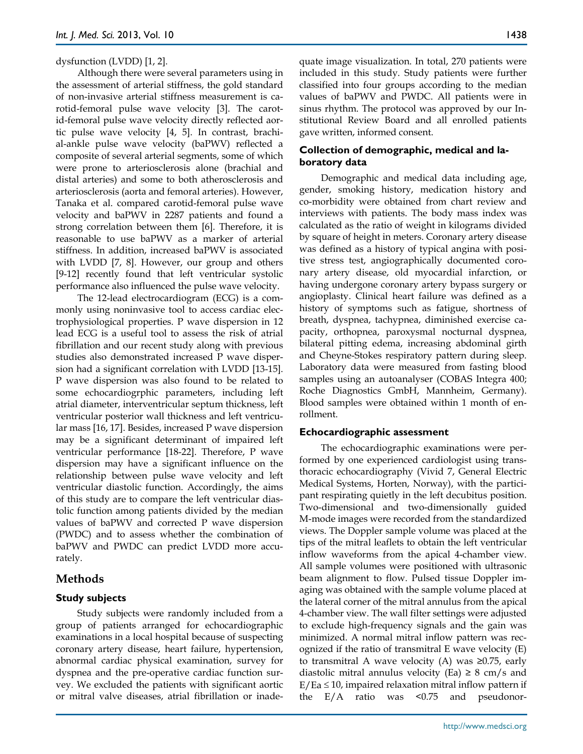dysfunction (LVDD) [1, 2].

Although there were several parameters using in the assessment of arterial stiffness, the gold standard of non-invasive arterial stiffness measurement is carotid-femoral pulse wave velocity [3]. The carotid-femoral pulse wave velocity directly reflected aortic pulse wave velocity [4, 5]. In contrast, brachial-ankle pulse wave velocity (baPWV) reflected a composite of several arterial segments, some of which were prone to arteriosclerosis alone (brachial and distal arteries) and some to both atherosclerosis and arteriosclerosis (aorta and femoral arteries). However, Tanaka et al. compared carotid-femoral pulse wave velocity and baPWV in 2287 patients and found a strong correlation between them [6]. Therefore, it is reasonable to use baPWV as a marker of arterial stiffness. In addition, increased baPWV is associated with LVDD [7, 8]. However, our group and others [9-12] recently found that left ventricular systolic performance also influenced the pulse wave velocity.

The 12-lead electrocardiogram (ECG) is a commonly using noninvasive tool to access cardiac electrophysiological properties. P wave dispersion in 12 lead ECG is a useful tool to assess the risk of atrial fibrillation and our recent study along with previous studies also demonstrated increased P wave dispersion had a significant correlation with LVDD [13-15]. P wave dispersion was also found to be related to some echocardiogrphic parameters, including left atrial diameter, interventricular septum thickness, left ventricular posterior wall thickness and left ventricular mass [16, 17]. Besides, increased P wave dispersion may be a significant determinant of impaired left ventricular performance [18-22]. Therefore, P wave dispersion may have a significant influence on the relationship between pulse wave velocity and left ventricular diastolic function. Accordingly, the aims of this study are to compare the left ventricular diastolic function among patients divided by the median values of baPWV and corrected P wave dispersion (PWDC) and to assess whether the combination of baPWV and PWDC can predict LVDD more accurately.

# Methods

## Study subjects

Study subjects were randomly included from a group of patients arranged for echocardiographic examinations in a local hospital because of suspecting coronary artery disease, heart failure, hypertension, abnormal cardiac physical examination, survey for dyspnea and the pre-operative cardiac function survey. We excluded the patients with significant aortic or mitral valve diseases, atrial fibrillation or inadequate image visualization. In total, 270 patients were included in this study. Study patients were further classified into four groups according to the median values of baPWV and PWDC. All patients were in sinus rhythm. The protocol was approved by our Institutional Review Board and all enrolled patients gave written, informed consent.

## Collection of demographic, medical and laboratory data

Demographic and medical data including age, gender, smoking history, medication history and co-morbidity were obtained from chart review and interviews with patients. The body mass index was calculated as the ratio of weight in kilograms divided by square of height in meters. Coronary artery disease was defined as a history of typical angina with positive stress test, angiographically documented coronary artery disease, old myocardial infarction, or having undergone coronary artery bypass surgery or angioplasty. Clinical heart failure was defined as a history of symptoms such as fatigue, shortness of breath, dyspnea, tachypnea, diminished exercise capacity, orthopnea, paroxysmal nocturnal dyspnea, bilateral pitting edema, increasing abdominal girth and Cheyne-Stokes respiratory pattern during sleep. Laboratory data were measured from fasting blood samples using an autoanalyser (COBAS Integra 400; Roche Diagnostics GmbH, Mannheim, Germany). Blood samples were obtained within 1 month of enrollment.

## Echocardiographic assessment

The echocardiographic examinations were performed by one experienced cardiologist using transthoracic echocardiography (Vivid 7, General Electric Medical Systems, Horten, Norway), with the participant respirating quietly in the left decubitus position. Two-dimensional and two-dimensionally guided M-mode images were recorded from the standardized views. The Doppler sample volume was placed at the tips of the mitral leaflets to obtain the left ventricular inflow waveforms from the apical 4-chamber view. All sample volumes were positioned with ultrasonic beam alignment to flow. Pulsed tissue Doppler imaging was obtained with the sample volume placed at the lateral corner of the mitral annulus from the apical 4-chamber view. The wall filter settings were adjusted to exclude high-frequency signals and the gain was minimized. A normal mitral inflow pattern was recognized if the ratio of transmitral E wave velocity (E) to transmitral A wave velocity (A) was $\geq 0.75$, early diastolic mitral annulus velocity (Ea) $\geq 8$ cm/s and $E/Ea \leq 10$, impaired relaxation mitral inflow pattern if the E/A ratio was $<0.75$ and pseudonor-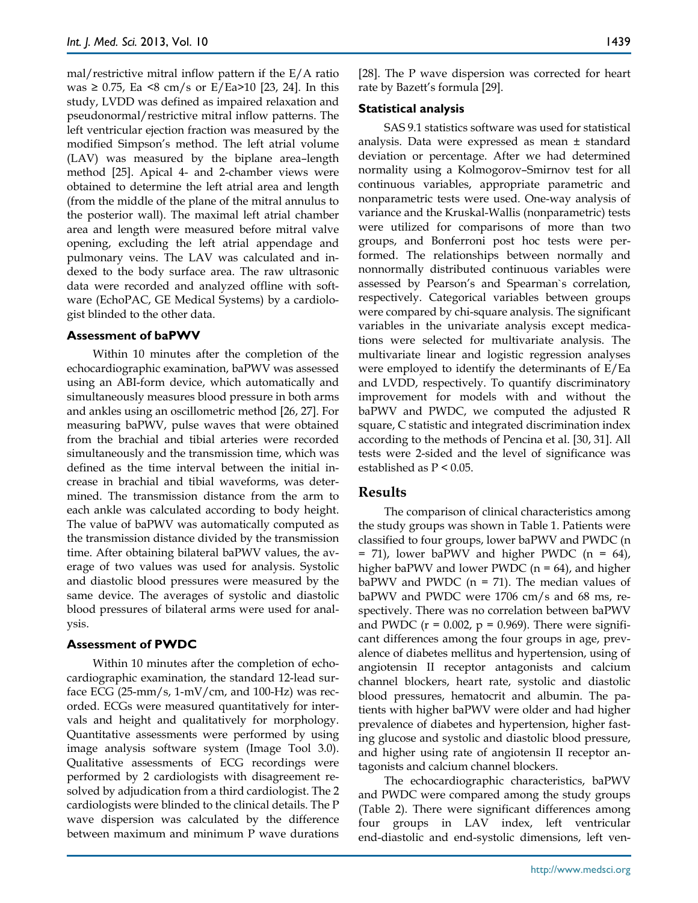mal/restrictive mitral inflow pattern if the E/A ratio was ≥ 0.75, Ea <8 cm/s or E/Ea>10 [23, 24]. In this study, LVDD was defined as impaired relaxation and pseudonormal/restrictive mitral inflow patterns. The left ventricular ejection fraction was measured by the modified Simpson's method. The left atrial volume (LAV) was measured by the biplane area–length method [25]. Apical 4- and 2-chamber views were obtained to determine the left atrial area and length (from the middle of the plane of the mitral annulus to the posterior wall). The maximal left atrial chamber area and length were measured before mitral valve opening, excluding the left atrial appendage and pulmonary veins. The LAV was calculated and indexed to the body surface area. The raw ultrasonic data were recorded and analyzed offline with software (EchoPAC, GE Medical Systems) by a cardiologist blinded to the other data.

### Assessment of baPWV

Within 10 minutes after the completion of the echocardiographic examination, baPWV was assessed using an ABI-form device, which automatically and simultaneously measures blood pressure in both arms and ankles using an oscillometric method [26, 27]. For measuring baPWV, pulse waves that were obtained from the brachial and tibial arteries were recorded simultaneously and the transmission time, which was defined as the time interval between the initial increase in brachial and tibial waveforms, was determined. The transmission distance from the arm to each ankle was calculated according to body height. The value of baPWV was automatically computed as the transmission distance divided by the transmission time. After obtaining bilateral baPWV values, the average of two values was used for analysis. Systolic and diastolic blood pressures were measured by the same device. The averages of systolic and diastolic blood pressures of bilateral arms were used for analysis.

### Assessment of PWDC

Within 10 minutes after the completion of echocardiographic examination, the standard 12-lead surface ECG (25-mm/s, 1-mV/cm, and 100-Hz) was recorded. ECGs were measured quantitatively for intervals and height and qualitatively for morphology. Quantitative assessments were performed by using image analysis software system (Image Tool 3.0). Qualitative assessments of ECG recordings were performed by 2 cardiologists with disagreement resolved by adjudication from a third cardiologist. The 2 cardiologists were blinded to the clinical details. The P wave dispersion was calculated by the difference between maximum and minimum P wave durations [28]. The P wave dispersion was corrected for heart rate by Bazett's formula [29].

### Statistical analysis

SAS 9.1 statistics software was used for statistical analysis. Data were expressed as mean ± standard deviation or percentage. After we had determined normality using a Kolmogorov–Smirnov test for all continuous variables, appropriate parametric and nonparametric tests were used. One-way analysis of variance and the Kruskal-Wallis (nonparametric) tests were utilized for comparisons of more than two groups, and Bonferroni post hoc tests were performed. The relationships between normally and nonnormally distributed continuous variables were assessed by Pearson's and Spearman`s correlation, respectively. Categorical variables between groups were compared by chi-square analysis. The significant variables in the univariate analysis except medications were selected for multivariate analysis. The multivariate linear and logistic regression analyses were employed to identify the determinants of E/Ea and LVDD, respectively. To quantify discriminatory improvement for models with and without the baPWV and PWDC, we computed the adjusted R square, C statistic and integrated discrimination index according to the methods of Pencina et al. [30, 31]. All tests were 2-sided and the level of significance was established as $P < 0.05$.

## Results

The comparison of clinical characteristics among the study groups was shown in Table 1. Patients were classified to four groups, lower baPWV and PWDC (n = 71), lower baPWV and higher PWDC (n = 64), higher baPWV and lower PWDC (n = 64), and higher baPWV and PWDC (n = 71). The median values of baPWV and PWDC were 1706 cm/s and 68 ms, respectively. There was no correlation between baPWV and PWDC ($r = 0.002$, $p = 0.969$). There were significant differences among the four groups in age, prevalence of diabetes mellitus and hypertension, using of angiotensin II receptor antagonists and calcium channel blockers, heart rate, systolic and diastolic blood pressures, hematocrit and albumin. The patients with higher baPWV were older and had higher prevalence of diabetes and hypertension, higher fasting glucose and systolic and diastolic blood pressure, and higher using rate of angiotensin II receptor antagonists and calcium channel blockers.

The echocardiographic characteristics, baPWV and PWDC were compared among the study groups (Table 2). There were significant differences among four groups in LAV index, left ventricular end-diastolic and end-systolic dimensions, left ven-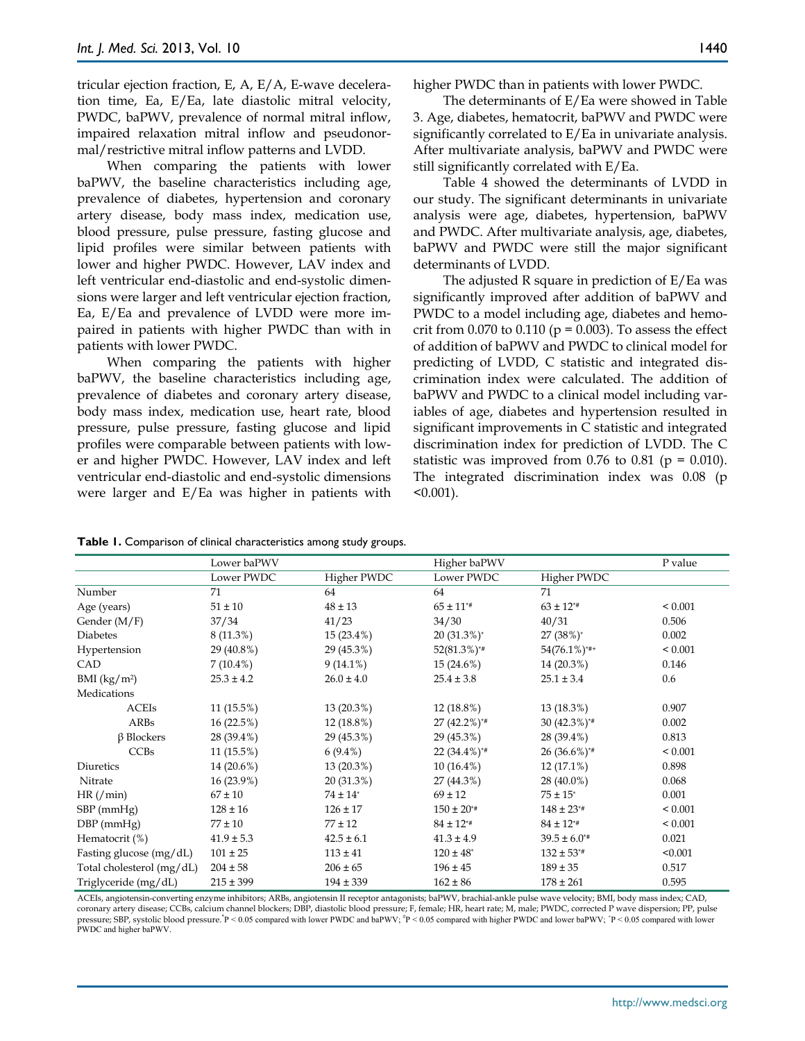tricular ejection fraction, E, A, E/A, E-wave deceleration time, Ea, E/Ea, late diastolic mitral velocity, PWDC, baPWV, prevalence of normal mitral inflow, impaired relaxation mitral inflow and pseudonormal/restrictive mitral inflow patterns and LVDD.

When comparing the patients with lower baPWV, the baseline characteristics including age, prevalence of diabetes, hypertension and coronary artery disease, body mass index, medication use, blood pressure, pulse pressure, fasting glucose and lipid profiles were similar between patients with lower and higher PWDC. However, LAV index and left ventricular end-diastolic and end-systolic dimensions were larger and left ventricular ejection fraction, Ea, E/Ea and prevalence of LVDD were more impaired in patients with higher PWDC than with in patients with lower PWDC.

When comparing the patients with higher baPWV, the baseline characteristics including age, prevalence of diabetes and coronary artery disease, body mass index, medication use, heart rate, blood pressure, pulse pressure, fasting glucose and lipid profiles were comparable between patients with lower and higher PWDC. However, LAV index and left ventricular end-diastolic and end-systolic dimensions were larger and E/Ea was higher in patients with higher PWDC than in patients with lower PWDC.

The determinants of E/Ea were showed in Table 3. Age, diabetes, hematocrit, baPWV and PWDC were significantly correlated to E/Ea in univariate analysis. After multivariate analysis, baPWV and PWDC were still significantly correlated with E/Ea.

Table 4 showed the determinants of LVDD in our study. The significant determinants in univariate analysis were age, diabetes, hypertension, baPWV and PWDC. After multivariate analysis, age, diabetes, baPWV and PWDC were still the major significant determinants of LVDD.

The adjusted R square in prediction of E/Ea was significantly improved after addition of baPWV and PWDC to a model including age, diabetes and hemocrit from 0.070 to 0.110 ($p = 0.003$). To assess the effect of addition of baPWV and PWDC to clinical model for predicting of LVDD, C statistic and integrated discrimination index were calculated. The addition of baPWV and PWDC to a clinical model including variables of age, diabetes and hypertension resulted in significant improvements in C statistic and integrated discrimination index for prediction of LVDD. The C statistic was improved from 0.76 to 0.81 ($p = 0.010$). The integrated discrimination index was 0.08 ($p < 0.001$).

**Table 1.** Comparison of clinical characteristics among study groups.

| | Lower baPWV | | Higher baPWV | | P value |
|---|---|---|---|---|---|
| | Lower PWDC | Higher PWDC | Lower PWDC | Higher PWDC | |
| Number | 71 | 64 | 64 | 71 | |
| Age (years) | 51 ± 10 | 48 ± 13 | 65 ± 11*# | 63 ± 12*# | < 0.001 |
| Gender (M/F) | 37/34 | 41/23 | 34/30 | 40/31 | 0.506 |
| Diabetes | 8 (11.3%) | 15 (23.4%) | 20 (31.3%)* | 27 (38%)* | 0.002 |
| Hypertension | 29 (40.8%) | 29 (45.3%) | 52(81.3%)*# | 54(76.1%)*#+ | < 0.001 |
| CAD | 7 (10.4%) | 9 (14.1%) | 15 (24.6%) | 14 (20.3%) | 0.146 |
| BMI (kg/m²) | 25.3 ± 4.2 | 26.0 ± 4.0 | 25.4 ± 3.8 | 25.1 ± 3.4 | 0.6 |
| Medications | | | | | |
| ACEIs | 11 (15.5%) | 13 (20.3%) | 12 (18.8%) | 13 (18.3%) | 0.907 |
| ARBs | 16 (22.5%) | 12 (18.8%) | 27 (42.2%)*# | 30 (42.3%)*# | 0.002 |
| β Blockers | 28 (39.4%) | 29 (45.3%) | 29 (45.3%) | 28 (39.4%) | 0.813 |
| CCBs | 11 (15.5%) | 6 (9.4%) | 22 (34.4%)*# | 26 (36.6%)*# | < 0.001 |
| Diuretics | 14 (20.6%) | 13 (20.3%) | 10 (16.4%) | 12 (17.1%) | 0.898 |
| Nitrate | 16 (23.9%) | 20 (31.3%) | 27 (44.3%) | 28 (40.0%) | 0.068 |
| HR (/min) | 67 ± 10 | 74 ± 14* | 69 ± 12 | 75 ± 15* | 0.001 |
| SBP (mmHg) | 128 ± 16 | 126 ± 17 | 150 ± 20*# | 148 ± 23*# | < 0.001 |
| DBP (mmHg) | 77 ± 10 | 77 ± 12 | 84 ± 12*# | 84 ± 12*# | < 0.001 |
| Hematocrit (%) | 41.9 ± 5.3 | 42.5 ± 6.1 | 41.3 ± 4.9 | 39.5 ± 6.0*# | 0.021 |
| Fasting glucose (mg/dL) | 101 ± 25 | 113 ± 41 | 120 ± 48* | 132 ± 53*# | <0.001 |
| Total cholesterol (mg/dL) | 204 ± 58 | 206 ± 65 | 196 ± 45 | 189 ± 35 | 0.517 |
| Triglyceride (mg/dL) | 215 ± 399 | 194 ± 339 | 162 ± 86 | 178 ± 261 | 0.595 |

ACEIs, angiotensin-converting enzyme inhibitors; ARBs, angiotensin II receptor antagonists; baPWV, brachial-ankle pulse wave velocity; BMI, body mass index; CAD, coronary artery disease; CCBs, calcium channel blockers; DBP, diastolic blood pressure; F, female; HR, heart rate; M, male; PWDC, corrected P wave dispersion; PP, pulse pressure; SBP, systolic blood pressure. *P < 0.05 compared with lower PWDC and baPWV; #P < 0.05 compared with higher PWDC and lower baPWV; +P < 0.05 compared with lower PWDC and higher baPWV.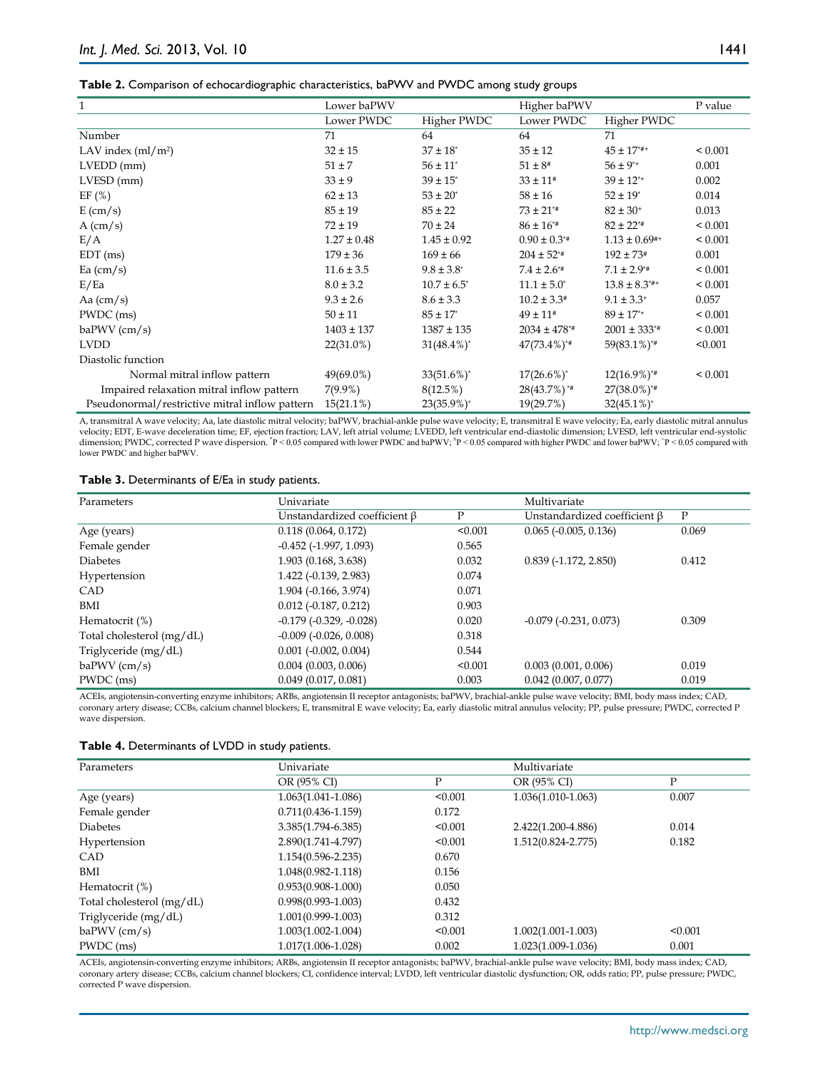**Table 2.** Comparison of echocardiographic characteristics, baPWV and PWDC among study groups

| 1 | Lower baPWV | | Higher baPWV | | P value |
|---|---|---|---|---|---|
| | Lower PWDC | Higher PWDC | Lower PWDC | Higher PWDC | |
| Number | 71 | 64 | 64 | 71 | |
| LAV index (ml/m²) | 32 ± 15 | 37 ± 18* | 35 ± 12 | 45 ± 17*#+ | < 0.001 |
| LVEDD (mm) | 51 ± 7 | 56 ± 11* | 51 ± 8# | 56 ± 9*+ | 0.001 |
| LVESD (mm) | 33 ± 9 | 39 ± 15* | 33 ± 11# | 39 ± 12*+ | 0.002 |
| EF (%) | 62 ± 13 | 53 ± 20* | 58 ± 16 | 52 ± 19* | 0.014 |
| E (cm/s) | 85 ± 19 | 85 ± 22 | 73 ± 21*# | 82 ± 30+ | 0.013 |
| A (cm/s) | 72 ± 19 | 70 ± 24 | 86 ± 16*# | 82 ± 22*# | < 0.001 |
| E/A | 1.27 ± 0.48 | 1.45 ± 0.92 | 0.90 ± 0.3*# | 1.13 ± 0.69#+ | < 0.001 |
| EDT (ms) | 179 ± 36 | 169 ± 66 | 204 ± 52*# | 192 ± 73# | 0.001 |
| Ea (cm/s) | 11.6 ± 3.5 | 9.8 ± 3.8* | 7.4 ± 2.6*# | 7.1 ± 2.9*# | < 0.001 |
| E/Ea | 8.0 ± 3.2 | 10.7 ± 6.5* | 11.1 ± 5.0* | 13.8 ± 8.3*#+ | < 0.001 |
| Aa (cm/s) | 9.3 ± 2.6 | 8.6 ± 3.3 | 10.2 ± 3.3# | 9.1 ± 3.3+ | 0.057 |
| PWDC (ms) | 50 ± 11 | 85 ± 17* | 49 ± 11# | 89 ± 17*+ | < 0.001 |
| baPWV (cm/s) | 1403 ± 137 | 1387 ± 135 | 2034 ± 478*# | 2001 ± 333*# | < 0.001 |
| LVDD | 22(31.0%) | 31(48.4%)* | 47(73.4%)*# | 59(83.1%)*# | <0.001 |
| Diastolic function | | | | | |
| Normal mitral inflow pattern | 49(69.0%) | 33(51.6%)* | 17(26.6%)* | 12(16.9%)*# | < 0.001 |
| Impaired relaxation mitral inflow pattern | 7(9.9%) | 8(12.5%) | 28(43.7%)*# | 27(38.0%)*# | |
| Pseudonormal/restrictive mitral inflow pattern | 15(21.1%) | 23(35.9%)* | 19(29.7%) | 32(45.1%)* | |

A, transmitral A wave velocity; Aa, late diastolic mitral velocity; baPWV, brachial-ankle pulse wave velocity; E, transmitral E wave velocity; Ea, early diastolic mitral annulus velocity; EDT, E-wave deceleration time; EF, ejection fraction; LAV, left atrial volume; LVEDD, left ventricular end-diastolic dimension; LVESD, left ventricular end-systolic dimension; PWDC, corrected P wave dispersion. *P < 0.05 compared with lower PWDC and baPWV; #P < 0.05 compared with higher PWDC and lower baPWV; +P < 0.05 compared with lower PWDC and higher baPWV.

**Table 3.** Determinants of E/Ea in study patients.

| Parameters | Univariate | | Multivariate | |
|---|---|---|---|---|
| | Unstandardized coefficient β | P | Unstandardized coefficient β | P |
| Age (years) | 0.118 (0.064, 0.172) | <0.001 | 0.065 (-0.005, 0.136) | 0.069 |
| Female gender | -0.452 (-1.997, 1.093) | 0.565 | | |
| Diabetes | 1.903 (0.168, 3.638) | 0.032 | 0.839 (-1.172, 2.850) | 0.412 |
| Hypertension | 1.422 (-0.139, 2.983) | 0.074 | | |
| CAD | 1.904 (-0.166, 3.974) | 0.071 | | |
| BMI | 0.012 (-0.187, 0.212) | 0.903 | | |
| Hematocrit (%) | -0.179 (-0.329, -0.028) | 0.020 | -0.079 (-0.231, 0.073) | 0.309 |
| Total cholesterol (mg/dL) | -0.009 (-0.026, 0.008) | 0.318 | | |
| Triglyceride (mg/dL) | 0.001 (-0.002, 0.004) | 0.544 | | |
| baPWV (cm/s) | 0.004 (0.003, 0.006) | <0.001 | 0.003 (0.001, 0.006) | 0.019 |
| PWDC (ms) | 0.049 (0.017, 0.081) | 0.003 | 0.042 (0.007, 0.077) | 0.019 |

ACEIs, angiotensin-converting enzyme inhibitors; ARBs, angiotensin II receptor antagonists; baPWV, brachial-ankle pulse wave velocity; BMI, body mass index; CAD, coronary artery disease; CCBs, calcium channel blockers; E, transmitral E wave velocity; Ea, early diastolic mitral annulus velocity; PP, pulse pressure; PWDC, corrected P wave dispersion.

**Table 4.** Determinants of LVDD in study patients.

| Parameters | Univariate | | Multivariate | |
|---|---|---|---|---|
| | OR (95% CI) | P | OR (95% CI) | P |
| Age (years) | 1.063(1.041-1.086) | <0.001 | 1.036(1.010-1.063) | 0.007 |
| Female gender | 0.711(0.436-1.159) | 0.172 | | |
| Diabetes | 3.385(1.794-6.385) | <0.001 | 2.422(1.200-4.886) | 0.014 |
| Hypertension | 2.890(1.741-4.797) | <0.001 | 1.512(0.824-2.775) | 0.182 |
| CAD | 1.154(0.596-2.235) | 0.670 | | |
| BMI | 1.048(0.982-1.118) | 0.156 | | |
| Hematocrit (%) | 0.953(0.908-1.000) | 0.050 | | |
| Total cholesterol (mg/dL) | 0.998(0.993-1.003) | 0.432 | | |
| Triglyceride (mg/dL) | 1.001(0.999-1.003) | 0.312 | | |
| baPWV (cm/s) | 1.003(1.002-1.004) | <0.001 | 1.002(1.001-1.003) | <0.001 |
| PWDC (ms) | 1.017(1.006-1.028) | 0.002 | 1.023(1.009-1.036) | 0.001 |

ACEIs, angiotensin-converting enzyme inhibitors; ARBs, angiotensin II receptor antagonists; baPWV, brachial-ankle pulse wave velocity; BMI, body mass index; CAD, coronary artery disease; CCBs, calcium channel blockers; CI, confidence interval; LVDD, left ventricular diastolic dysfunction; OR, odds ratio; PP, pulse pressure; PWDC, corrected P wave dispersion.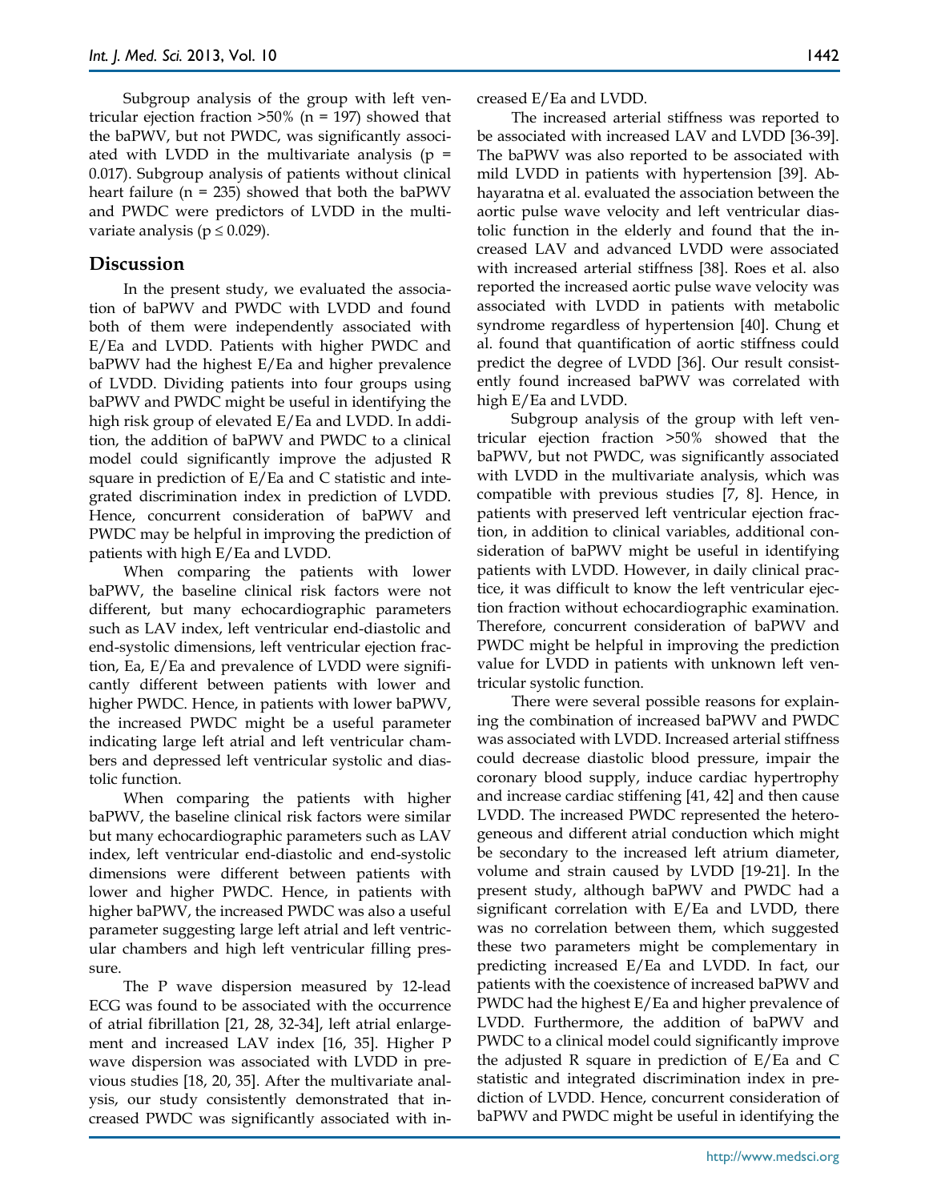Subgroup analysis of the group with left ventricular ejection fraction >50% (n = 197) showed that the baPWV, but not PWDC, was significantly associated with LVDD in the multivariate analysis ($p = 0.017$). Subgroup analysis of patients without clinical heart failure (n = 235) showed that both the baPWV and PWDC were predictors of LVDD in the multivariate analysis ($p \leq 0.029$).

## Discussion

In the present study, we evaluated the association of baPWV and PWDC with LVDD and found both of them were independently associated with E/Ea and LVDD. Patients with higher PWDC and baPWV had the highest E/Ea and higher prevalence of LVDD. Dividing patients into four groups using baPWV and PWDC might be useful in identifying the high risk group of elevated E/Ea and LVDD. In addition, the addition of baPWV and PWDC to a clinical model could significantly improve the adjusted R square in prediction of E/Ea and C statistic and integrated discrimination index in prediction of LVDD. Hence, concurrent consideration of baPWV and PWDC may be helpful in improving the prediction of patients with high E/Ea and LVDD.

When comparing the patients with lower baPWV, the baseline clinical risk factors were not different, but many echocardiographic parameters such as LAV index, left ventricular end-diastolic and end-systolic dimensions, left ventricular ejection fraction, Ea, E/Ea and prevalence of LVDD were significantly different between patients with lower and higher PWDC. Hence, in patients with lower baPWV, the increased PWDC might be a useful parameter indicating large left atrial and left ventricular chambers and depressed left ventricular systolic and diastolic function.

When comparing the patients with higher baPWV, the baseline clinical risk factors were similar but many echocardiographic parameters such as LAV index, left ventricular end-diastolic and end-systolic dimensions were different between patients with lower and higher PWDC. Hence, in patients with higher baPWV, the increased PWDC was also a useful parameter suggesting large left atrial and left ventricular chambers and high left ventricular filling pressure.

The P wave dispersion measured by 12-lead ECG was found to be associated with the occurrence of atrial fibrillation [21, 28, 32-34], left atrial enlargement and increased LAV index [16, 35]. Higher P wave dispersion was associated with LVDD in previous studies [18, 20, 35]. After the multivariate analysis, our study consistently demonstrated that increased PWDC was significantly associated with increased E/Ea and LVDD.

The increased arterial stiffness was reported to be associated with increased LAV and LVDD [36-39]. The baPWV was also reported to be associated with mild LVDD in patients with hypertension [39]. Abhayaratna et al. evaluated the association between the aortic pulse wave velocity and left ventricular diastolic function in the elderly and found that the increased LAV and advanced LVDD were associated with increased arterial stiffness [38]. Roes et al. also reported the increased aortic pulse wave velocity was associated with LVDD in patients with metabolic syndrome regardless of hypertension [40]. Chung et al. found that quantification of aortic stiffness could predict the degree of LVDD [36]. Our result consistently found increased baPWV was correlated with high E/Ea and LVDD.

Subgroup analysis of the group with left ventricular ejection fraction >50% showed that the baPWV, but not PWDC, was significantly associated with LVDD in the multivariate analysis, which was compatible with previous studies [7, 8]. Hence, in patients with preserved left ventricular ejection fraction, in addition to clinical variables, additional consideration of baPWV might be useful in identifying patients with LVDD. However, in daily clinical practice, it was difficult to know the left ventricular ejection fraction without echocardiographic examination. Therefore, concurrent consideration of baPWV and PWDC might be helpful in improving the prediction value for LVDD in patients with unknown left ventricular systolic function.

There were several possible reasons for explaining the combination of increased baPWV and PWDC was associated with LVDD. Increased arterial stiffness could decrease diastolic blood pressure, impair the coronary blood supply, induce cardiac hypertrophy and increase cardiac stiffening [41, 42] and then cause LVDD. The increased PWDC represented the heterogeneous and different atrial conduction which might be secondary to the increased left atrium diameter, volume and strain caused by LVDD [19-21]. In the present study, although baPWV and PWDC had a significant correlation with E/Ea and LVDD, there was no correlation between them, which suggested these two parameters might be complementary in predicting increased E/Ea and LVDD. In fact, our patients with the coexistence of increased baPWV and PWDC had the highest E/Ea and higher prevalence of LVDD. Furthermore, the addition of baPWV and PWDC to a clinical model could significantly improve the adjusted R square in prediction of E/Ea and C statistic and integrated discrimination index in prediction of LVDD. Hence, concurrent consideration of baPWV and PWDC might be useful in identifying the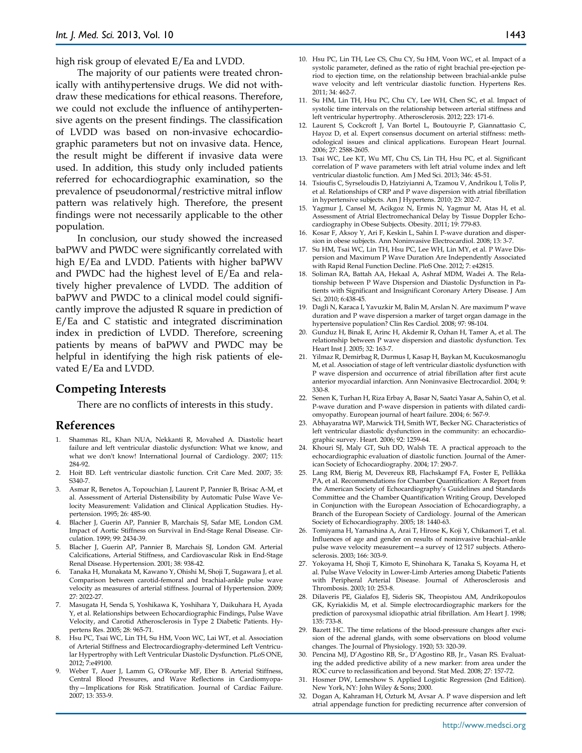high risk group of elevated E/Ea and LVDD.

The majority of our patients were treated chronically with antihypertensive drugs. We did not withdraw these medications for ethical reasons. Therefore, we could not exclude the influence of antihypertensive agents on the present findings. The classification of LVDD was based on non-invasive echocardiographic parameters but not on invasive data. Hence, the result might be different if invasive data were used. In addition, this study only included patients referred for echocardiographic examination, so the prevalence of pseudonormal/restrictive mitral inflow pattern was relatively high. Therefore, the present findings were not necessarily applicable to the other population.

In conclusion, our study showed the increased baPWV and PWDC were significantly correlated with high E/Ea and LVDD. Patients with higher baPWV and PWDC had the highest level of E/Ea and relatively higher prevalence of LVDD. The addition of baPWV and PWDC to a clinical model could significantly improve the adjusted R square in prediction of E/Ea and C statistic and integrated discrimination index in prediction of LVDD. Therefore, screening patients by means of baPWV and PWDC may be helpful in identifying the high risk patients of elevated E/Ea and LVDD.

## Competing Interests

There are no conflicts of interests in this study.

## References

1. Shammas RL, Khan NUA, Nekkanti R, Movahed A. Diastolic heart failure and left ventricular diastolic dysfunction: What we know, and what we don't know! International Journal of Cardiology. 2007; 115: 284-92.
2. Hoit BD. Left ventricular diastolic function. Crit Care Med. 2007; 35: S340-7.
3. Asmar R, Benetos A, Topouchian J, Laurent P, Pannier B, Brisac A-M, et al. Assessment of Arterial Distensibility by Automatic Pulse Wave Velocity Measurement: Validation and Clinical Application Studies. Hypertension. 1995; 26: 485-90.
4. Blacher J, Guerin AP, Pannier B, Marchais SJ, Safar ME, London GM. Impact of Aortic Stiffness on Survival in End-Stage Renal Disease. Circulation. 1999; 99: 2434-39.
5. Blacher J, Guerin AP, Pannier B, Marchais SJ, London GM. Arterial Calcifications, Arterial Stiffness, and Cardiovascular Risk in End-Stage Renal Disease. Hypertension. 2001; 38: 938-42.
6. Tanaka H, Munakata M, Kawano Y, Ohishi M, Shoji T, Sugawara J, et al. Comparison between carotid-femoral and brachial-ankle pulse wave velocity as measures of arterial stiffness. Journal of Hypertension. 2009; 27: 2022-27.
7. Masugata H, Senda S, Yoshikawa K, Yoshihara Y, Daikuhara H, Ayada Y, et al. Relationships between Echocardiographic Findings, Pulse Wave Velocity, and Carotid Atherosclerosis in Type 2 Diabetic Patients. Hypertens Res. 2005; 28: 965-71.
8. Hsu PC, Tsai WC, Lin TH, Su HM, Voon WC, Lai WT, et al. Association of Arterial Stiffness and Electrocardiography-determined Left Ventricular Hypertrophy with Left Ventricular Diastolic Dysfunction. PLoS ONE, 2012; 7:e49100.
9. Weber T, Auer J, Lamm G, O'Rourke MF, Eber B. Arterial Stiffness, Central Blood Pressures, and Wave Reflections in Cardiomyopathy—Implications for Risk Stratification. Journal of Cardiac Failure. 2007; 13: 353-9.
10. Hsu PC, Lin TH, Lee CS, Chu CY, Su HM, Voon WC, et al. Impact of a systolic parameter, defined as the ratio of right brachial pre-ejection period to ejection time, on the relationship between brachial-ankle pulse wave velocity and left ventricular diastolic function. Hypertens Res. 2011; 34: 462-7.
11. Su HM, Lin TH, Hsu PC, Chu CY, Lee WH, Chen SC, et al. Impact of systolic time intervals on the relationship between arterial stiffness and left ventricular hypertrophy. Atherosclerosis. 2012; 223: 171-6.
12. Laurent S, Cockcroft J, Van Bortel L, Boutouyrie P, Giannattasio C, Hayoz D, et al. Expert consensus document on arterial stiffness: methodological issues and clinical applications. European Heart Journal. 2006; 27: 2588-2605.
13. Tsai WC, Lee KT, Wu MT, Chu CS, Lin TH, Hsu PC, et al. Significant correlation of P wave parameters with left atrial volume index and left ventricular diastolic function. Am J Med Sci. 2013; 346: 45-51.
14. Tsioufis C, Syrseloudis D, Hatziyianni A, Tzamou V, Andrikou I, Tolis P, et al. Relationships of CRP and P wave dispersion with atrial fibrillation in hypertensive subjects. Am J Hypertens. 2010; 23: 202-7.
15. Yagmur J, Cansel M, Acikgoz N, Ermis N, Yagmur M, Atas H, et al. Assessment of Atrial Electromechanical Delay by Tissue Doppler Echocardiography in Obese Subjects. Obesity. 2011; 19: 779-83.
16. Kosar F, Aksoy Y, Ari F, Keskin L, Sahin I. P-wave duration and dispersion in obese subjects. Ann Noninvasive Electrocardiol. 2008; 13: 3-7.
17. Su HM, Tsai WC, Lin TH, Hsu PC, Lee WH, Lin MY, et al. P Wave Dispersion and Maximum P Wave Duration Are Independently Associated with Rapid Renal Function Decline. PloS One. 2012; 7: e42815.
18. Soliman RA, Battah AA, Hekaal A, Ashraf MDM, Wadei A. The Relationship between P Wave Dispersion and Diastolic Dysfunction in Patients with Significant and Insignificant Coronary Artery Disease. J Am Sci. 2010; 6:438-45.
19. Dagli N, Karaca I, Yavuzkir M, Balin M, Arslan N. Are maximum P wave duration and P wave dispersion a marker of target organ damage in the hypertensive population? Clin Res Cardiol. 2008; 97: 98-104.
20. Gunduz H, Binak E, Arinc H, Akdemir R, Ozhan H, Tamer A, et al. The relationship between P wave dispersion and diastolic dysfunction. Tex Heart Inst J. 2005; 32: 163-7.
21. Yilmaz R, Demirbag R, Durmus I, Kasap H, Baykan M, Kucukosmanoglu M, et al. Association of stage of left ventricular diastolic dysfunction with P wave dispersion and occurrence of atrial fibrillation after first acute anterior myocardial infarction. Ann Noninvasive Electrocardiol. 2004; 9: 330-8.
22. Senen K, Turhan H, Riza Erbay A, Basar N, Saatci Yasar A, Sahin O, et al. P-wave duration and P-wave dispersion in patients with dilated cardiomyopathy. European journal of heart failure. 2004; 6: 567-9.
23. Abhayaratna WP, Marwick TH, Smith WT, Becker NG. Characteristics of left ventricular diastolic dysfunction in the community: an echocardiographic survey. Heart. 2006; 92: 1259-64.
24. Khouri SJ, Maly GT, Suh DD, Walsh TE. A practical approach to the echocardiographic evaluation of diastolic function. Journal of the American Society of Echocardiography. 2004; 17: 290-7.
25. Lang RM, Bierig M, Devereux RB, Flachskampf FA, Foster E, Pellikka PA, et al. Recommendations for Chamber Quantification: A Report from the American Society of Echocardiography's Guidelines and Standards Committee and the Chamber Quantification Writing Group, Developed in Conjunction with the European Association of Echocardiography, a Branch of the European Society of Cardiology. Journal of the American Society of Echocardiography. 2005; 18: 1440-63.
26. Tomiyama H, Yamashina A, Arai T, Hirose K, Koji Y, Chikamori T, et al. Influences of age and gender on results of noninvasive brachial–ankle pulse wave velocity measurement—a survey of 12 517 subjects. Atherosclerosis. 2003; 166: 303-9.
27. Yokoyama H, Shoji T, Kimoto E, Shinohara K, Tanaka S, Koyama H, et al. Pulse Wave Velocity in Lower-Limb Arteries among Diabetic Patients with Peripheral Arterial Disease. Journal of Atherosclerosis and Thrombosis. 2003; 10: 253-8.
28. Dilaveris PE, Gialafos EJ, Sideris SK, Theopistou AM, Andrikopoulos GK, Kyriakidis M, et al. Simple electrocardiographic markers for the prediction of paroxysmal idiopathic atrial fibrillation. Am Heart J. 1998; 135: 733-8.
29. Bazett HC. The time relations of the blood-pressure changes after excision of the adrenal glands, with some observations on blood volume changes. The Journal of Physiology. 1920; 53: 320-39.
30. Pencina MJ, D'Agostino RB, Sr., D'Agostino RB, Jr., Vasan RS. Evaluating the added predictive ability of a new marker: from area under the ROC curve to reclassification and beyond. Stat Med. 2008; 27: 157-72.
31. Hosmer DW, Lemeshow S. Applied Logistic Regression (2nd Edition). New York, NY: John Wiley & Sons; 2000.
32. Dogan A, Kahraman H, Ozturk M, Avsar A. P wave dispersion and left atrial appendage function for predicting recurrence after conversion of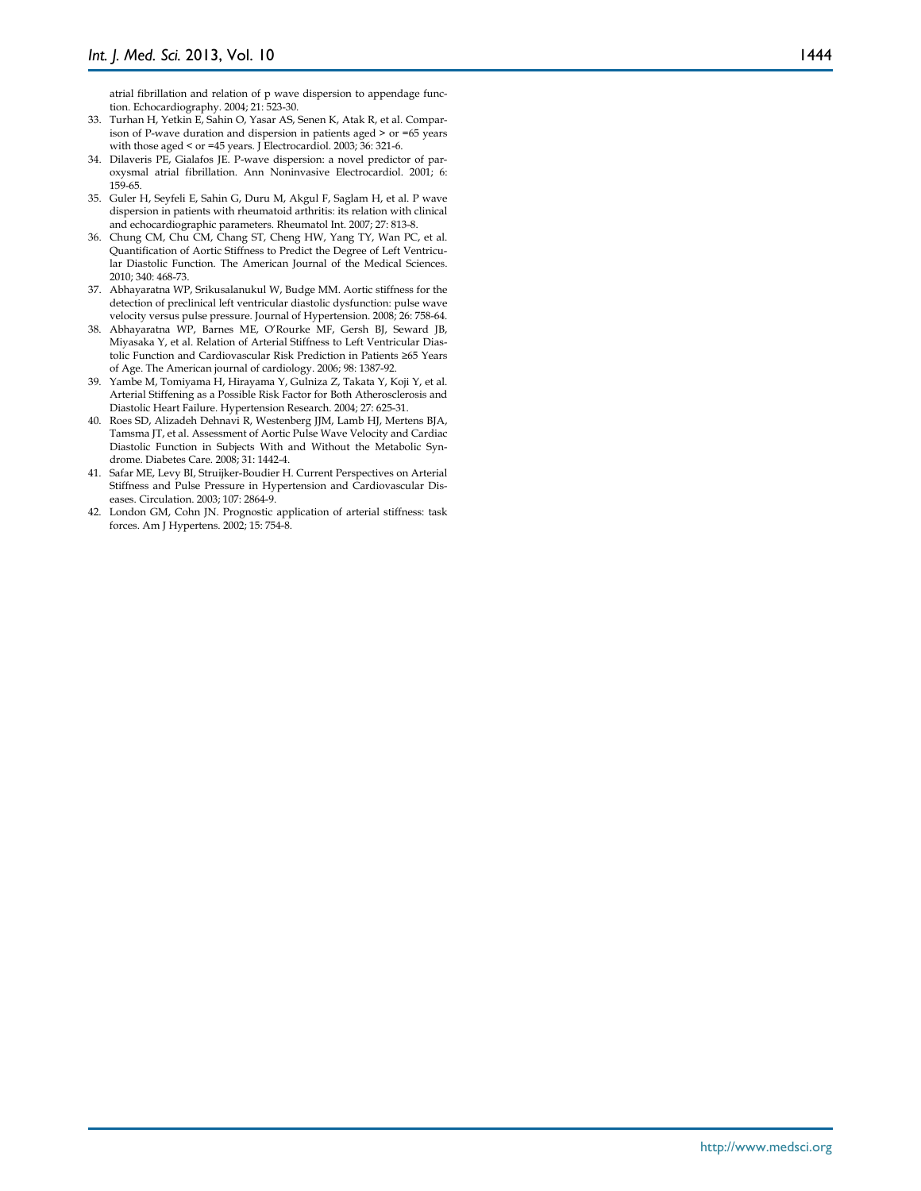atrial fibrillation and relation of p wave dispersion to appendage function. Echocardiography. 2004; 21: 523-30.

33. Turhan H, Yetkin E, Sahin O, Yasar AS, Senen K, Atak R, et al. Comparison of P-wave duration and dispersion in patients aged > or =65 years with those aged < or =45 years. J Electrocardiol. 2003; 36: 321-6.
34. Dilaveris PE, Gialafos JE. P-wave dispersion: a novel predictor of paroxysmal atrial fibrillation. Ann Noninvasive Electrocardiol. 2001; 6: 159-65.
35. Guler H, Seyfeli E, Sahin G, Duru M, Akgul F, Saglam H, et al. P wave dispersion in patients with rheumatoid arthritis: its relation with clinical and echocardiographic parameters. Rheumatol Int. 2007; 27: 813-8.
36. Chung CM, Chu CM, Chang ST, Cheng HW, Yang TY, Wan PC, et al. Quantification of Aortic Stiffness to Predict the Degree of Left Ventricular Diastolic Function. The American Journal of the Medical Sciences. 2010; 340: 468-73.
37. Abhayaratna WP, Srikusalanukul W, Budge MM. Aortic stiffness for the detection of preclinical left ventricular diastolic dysfunction: pulse wave velocity versus pulse pressure. Journal of Hypertension. 2008; 26: 758-64.
38. Abhayaratna WP, Barnes ME, O'Rourke MF, Gersh BJ, Seward JB, Miyasaka Y, et al. Relation of Arterial Stiffness to Left Ventricular Diastolic Function and Cardiovascular Risk Prediction in Patients ≥65 Years of Age. The American journal of cardiology. 2006; 98: 1387-92.
39. Yambe M, Tomiyama H, Hirayama Y, Gulniza Z, Takata Y, Koji Y, et al. Arterial Stiffening as a Possible Risk Factor for Both Atherosclerosis and Diastolic Heart Failure. Hypertension Research. 2004; 27: 625-31.
40. Roes SD, Alizadeh Dehnavi R, Westenberg JJM, Lamb HJ, Mertens BJA, Tamsma JT, et al. Assessment of Aortic Pulse Wave Velocity and Cardiac Diastolic Function in Subjects With and Without the Metabolic Syndrome. Diabetes Care. 2008; 31: 1442-4.
41. Safar ME, Levy BI, Struijker-Boudier H. Current Perspectives on Arterial Stiffness and Pulse Pressure in Hypertension and Cardiovascular Diseases. Circulation. 2003; 107: 2864-9.
42. London GM, Cohn JN. Prognostic application of arterial stiffness: task forces. Am J Hypertens. 2002; 15: 754-8.